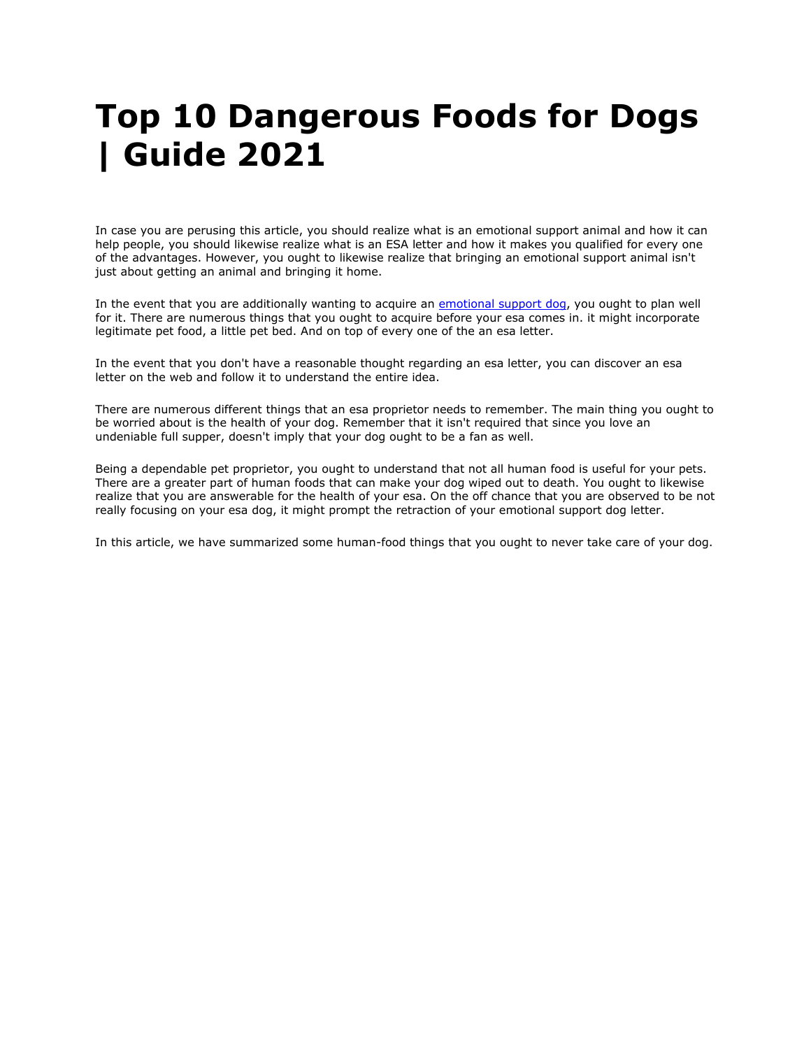# Top 10 Dangerous Foods for Dogs | Guide 2021

In case you are perusing this article, you should realize what is an emotional support animal and how it can help people, you should likewise realize what is an ESA letter and how it makes you qualified for every one of the advantages. However, you ought to likewise realize that bringing an emotional support animal isn't just about getting an animal and bringing it home.

In the event that you are additionally wanting to acquire an [emotional support dog](), you ought to plan well for it. There are numerous things that you ought to acquire before your esa comes in. it might incorporate legitimate pet food, a little pet bed. And on top of every one of the an esa letter.

In the event that you don't have a reasonable thought regarding an esa letter, you can discover an esa letter on the web and follow it to understand the entire idea.

There are numerous different things that an esa proprietor needs to remember. The main thing you ought to be worried about is the health of your dog. Remember that it isn't required that since you love an undeniable full supper, doesn't imply that your dog ought to be a fan as well.

Being a dependable pet proprietor, you ought to understand that not all human food is useful for your pets. There are a greater part of human foods that can make your dog wiped out to death. You ought to likewise realize that you are answerable for the health of your esa. On the off chance that you are observed to be not really focusing on your esa dog, it might prompt the retraction of your emotional support dog letter.

In this article, we have summarized some human-food things that you ought to never take care of your dog.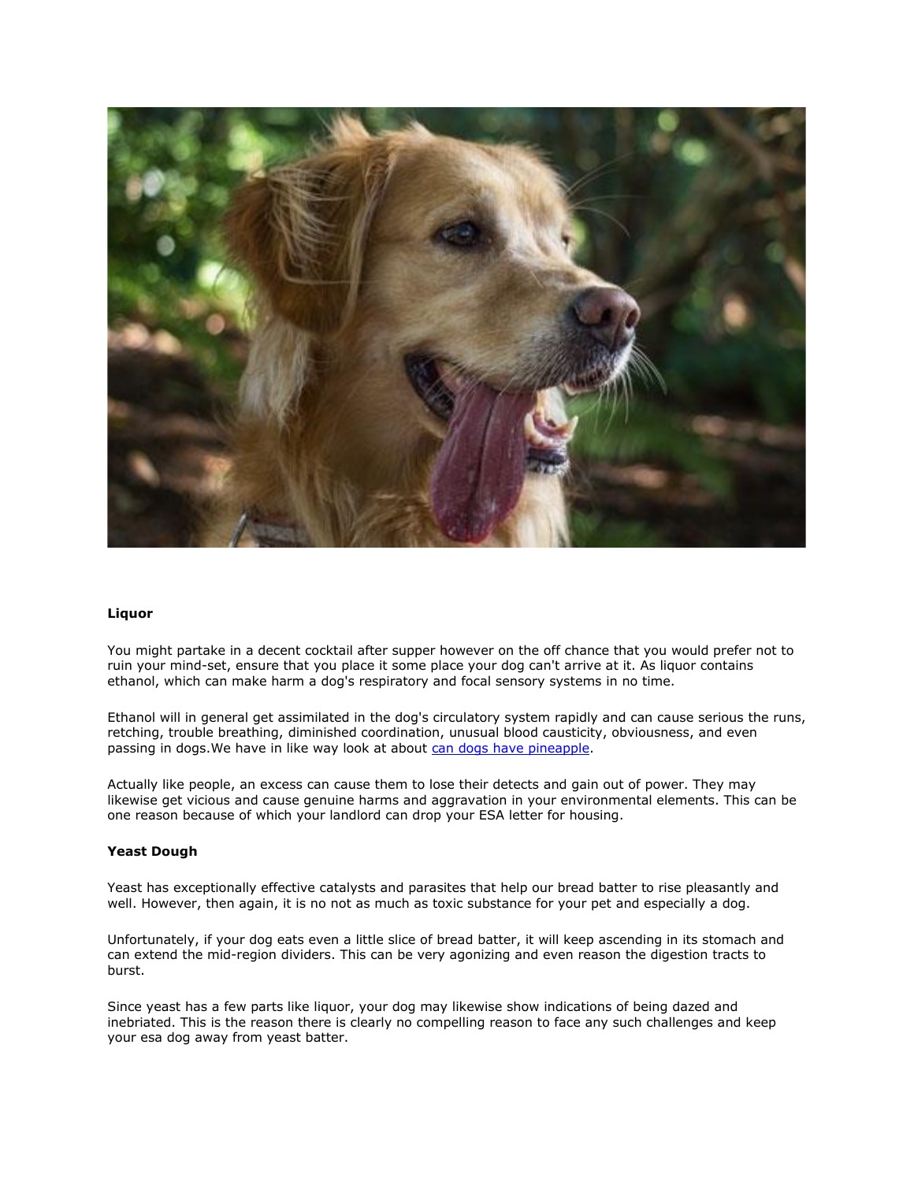**Liquor**

You might partake in a decent cocktail after supper however on the off chance that you would prefer not to ruin your mind-set, ensure that you place it some place your dog can't arrive at it. As liquor contains ethanol, which can make harm a dog's respiratory and focal sensory systems in no time.

Ethanol will in general get assimilated in the dog's circulatory system rapidly and can cause serious the runs, retching, trouble breathing, diminished coordination, unusual blood causticity, obviousness, and even passing in dogs.We have in like way look at about [can dogs have pineapple](can dogs have pineapple).

Actually like people, an excess can cause them to lose their detects and gain out of power. They may likewise get vicious and cause genuine harms and aggravation in your environmental elements. This can be one reason because of which your landlord can drop your ESA letter for housing.

**Yeast Dough**

Yeast has exceptionally effective catalysts and parasites that help our bread batter to rise pleasantly and well. However, then again, it is no not as much as toxic substance for your pet and especially a dog.

Unfortunately, if your dog eats even a little slice of bread batter, it will keep ascending in its stomach and can extend the mid-region dividers. This can be very agonizing and even reason the digestion tracts to burst.

Since yeast has a few parts like liquor, your dog may likewise show indications of being dazed and inebriated. This is the reason there is clearly no compelling reason to face any such challenges and keep your esa dog away from yeast batter.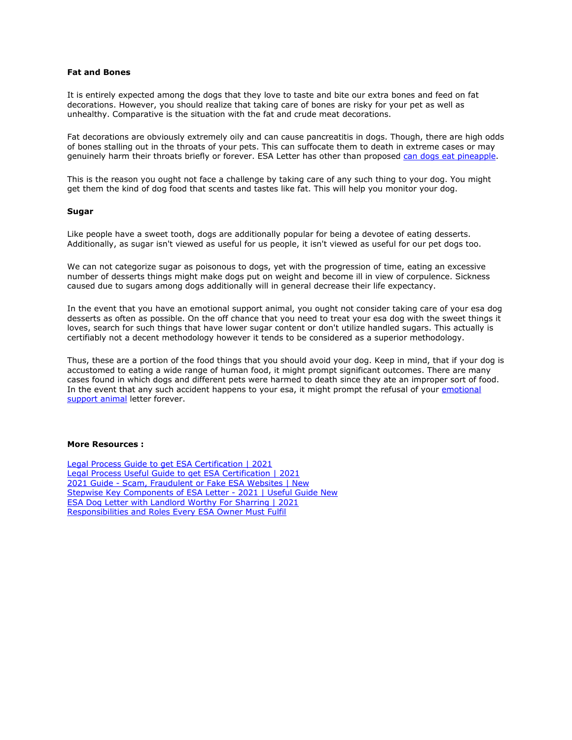**Fat and Bones**

It is entirely expected among the dogs that they love to taste and bite our extra bones and feed on fat decorations. However, you should realize that taking care of bones are risky for your pet as well as unhealthy. Comparative is the situation with the fat and crude meat decorations.

Fat decorations are obviously extremely oily and can cause pancreatitis in dogs. Though, there are high odds of bones stalling out in the throats of your pets. This can suffocate them to death in extreme cases or may genuinely harm their throats briefly or forever. ESA Letter has other than proposed can dogs eat pineapple.

This is the reason you ought not face a challenge by taking care of any such thing to your dog. You might get them the kind of dog food that scents and tastes like fat. This will help you monitor your dog.

**Sugar**

Like people have a sweet tooth, dogs are additionally popular for being a devotee of eating desserts. Additionally, as sugar isn't viewed as useful for us people, it isn't viewed as useful for our pet dogs too.

We can not categorize sugar as poisonous to dogs, yet with the progression of time, eating an excessive number of desserts things might make dogs put on weight and become ill in view of corpulence. Sickness caused due to sugars among dogs additionally will in general decrease their life expectancy.

In the event that you have an emotional support animal, you ought not consider taking care of your esa dog desserts as often as possible. On the off chance that you need to treat your esa dog with the sweet things it loves, search for such things that have lower sugar content or don't utilize handled sugars. This actually is certifiably not a decent methodology however it tends to be considered as a superior methodology.

Thus, these are a portion of the food things that you should avoid your dog. Keep in mind, that if your dog is accustomed to eating a wide range of human food, it might prompt significant outcomes. There are many cases found in which dogs and different pets were harmed to death since they ate an improper sort of food. In the event that any such accident happens to your esa, it might prompt the refusal of your emotional support animal letter forever.

**More Resources :**

Legal Process Guide to get ESA Certification | 2021
Legal Process Useful Guide to get ESA Certification | 2021
2021 Guide - Scam, Fraudulent or Fake ESA Websites | New
Stepwise Key Components of ESA Letter - 2021 | Useful Guide New
ESA Dog Letter with Landlord Worthy For Sharring | 2021
Responsibilities and Roles Every ESA Owner Must Fulfil